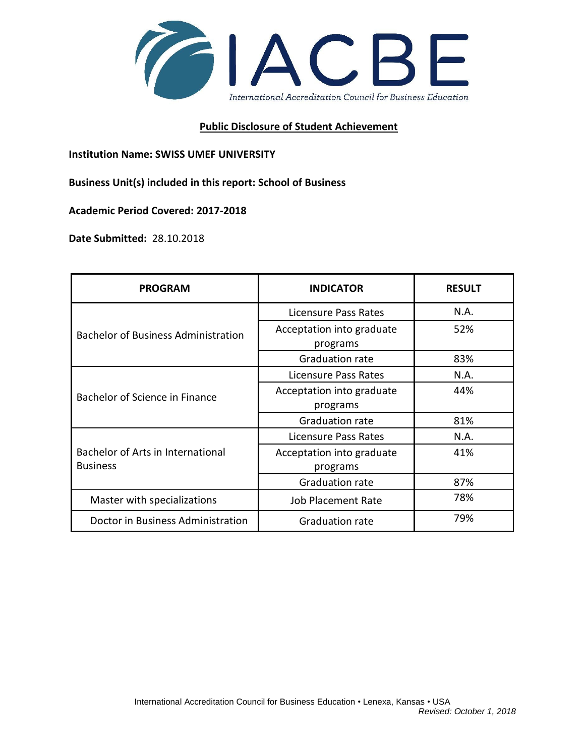IACBE

International Accreditation Council for Business Education

## Public Disclosure of Student Achievement

**Institution Name: SWISS UMEF UNIVERSITY**

**Business Unit(s) included in this report: School of Business**

**Academic Period Covered: 2017-2018**

**Date Submitted:** 28.10.2018

| PROGRAM | INDICATOR | RESULT |
| --- | --- | --- |
| Bachelor of Business Administration | Licensure Pass Rates | N.A. |
| | Acceptation into graduate programs | 52% |
| | Graduation rate | 83% |
| Bachelor of Science in Finance | Licensure Pass Rates | N.A. |
| | Acceptation into graduate programs | 44% |
| | Graduation rate | 81% |
| Bachelor of Arts in International Business | Licensure Pass Rates | N.A. |
| | Acceptation into graduate programs | 41% |
| | Graduation rate | 87% |
| Master with specializations | Job Placement Rate | 78% |
| Doctor in Business Administration | Graduation rate | 79% |

International Accreditation Council for Business Education • Lenexa, Kansas • USA

*Revised: October 1, 2018*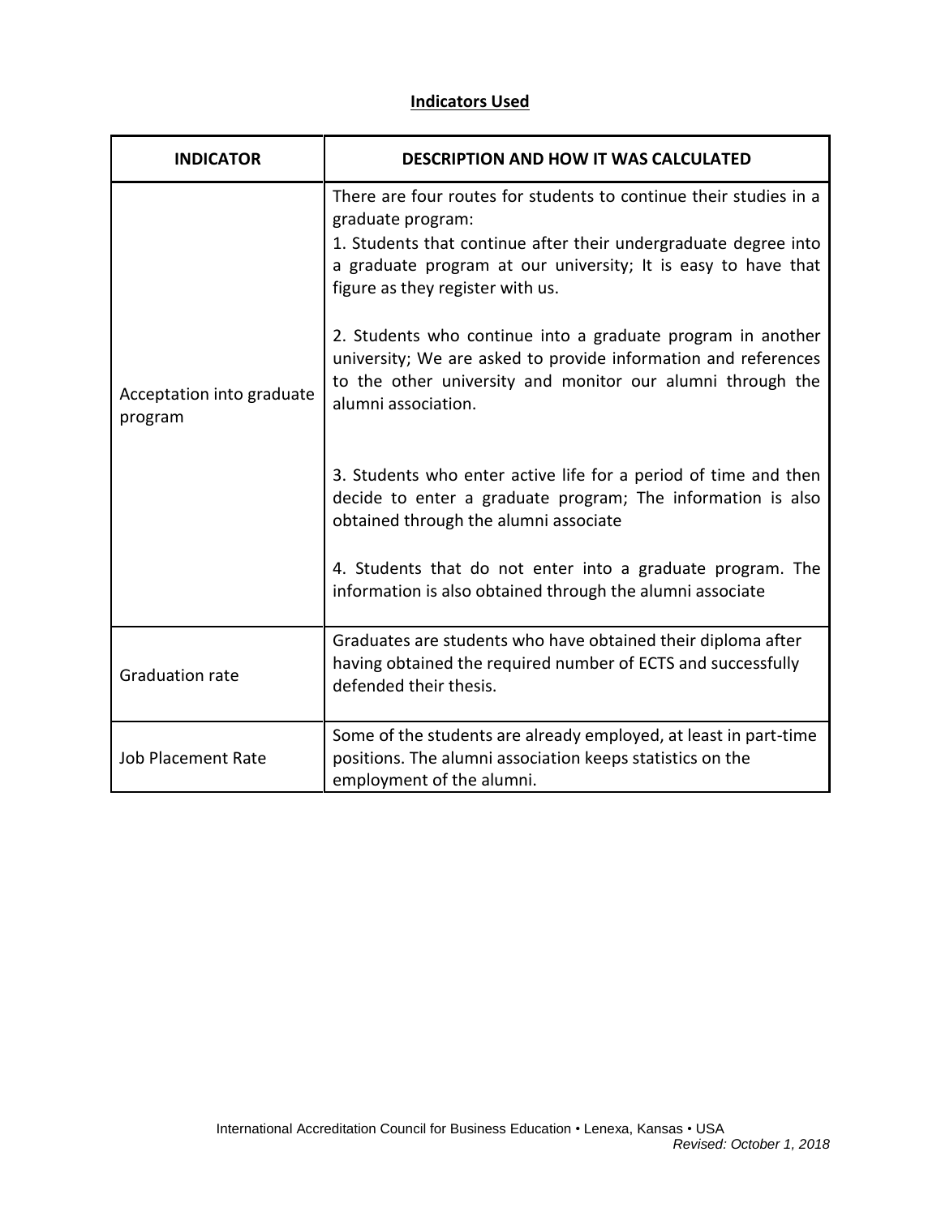**Indicators Used**

| INDICATOR | DESCRIPTION AND HOW IT WAS CALCULATED |
|---|---|
| Acceptation into graduate program | There are four routes for students to continue their studies in a graduate program:<br>1. Students that continue after their undergraduate degree into a graduate program at our university; It is easy to have that figure as they register with us.<br><br>2. Students who continue into a graduate program in another university; We are asked to provide information and references to the other university and monitor our alumni through the alumni association.<br><br>3. Students who enter active life for a period of time and then decide to enter a graduate program; The information is also obtained through the alumni associate<br><br>4. Students that do not enter into a graduate program. The information is also obtained through the alumni associate |
| Graduation rate | Graduates are students who have obtained their diploma after having obtained the required number of ECTS and successfully defended their thesis. |
| Job Placement Rate | Some of the students are already employed, at least in part-time positions. The alumni association keeps statistics on the employment of the alumni. |